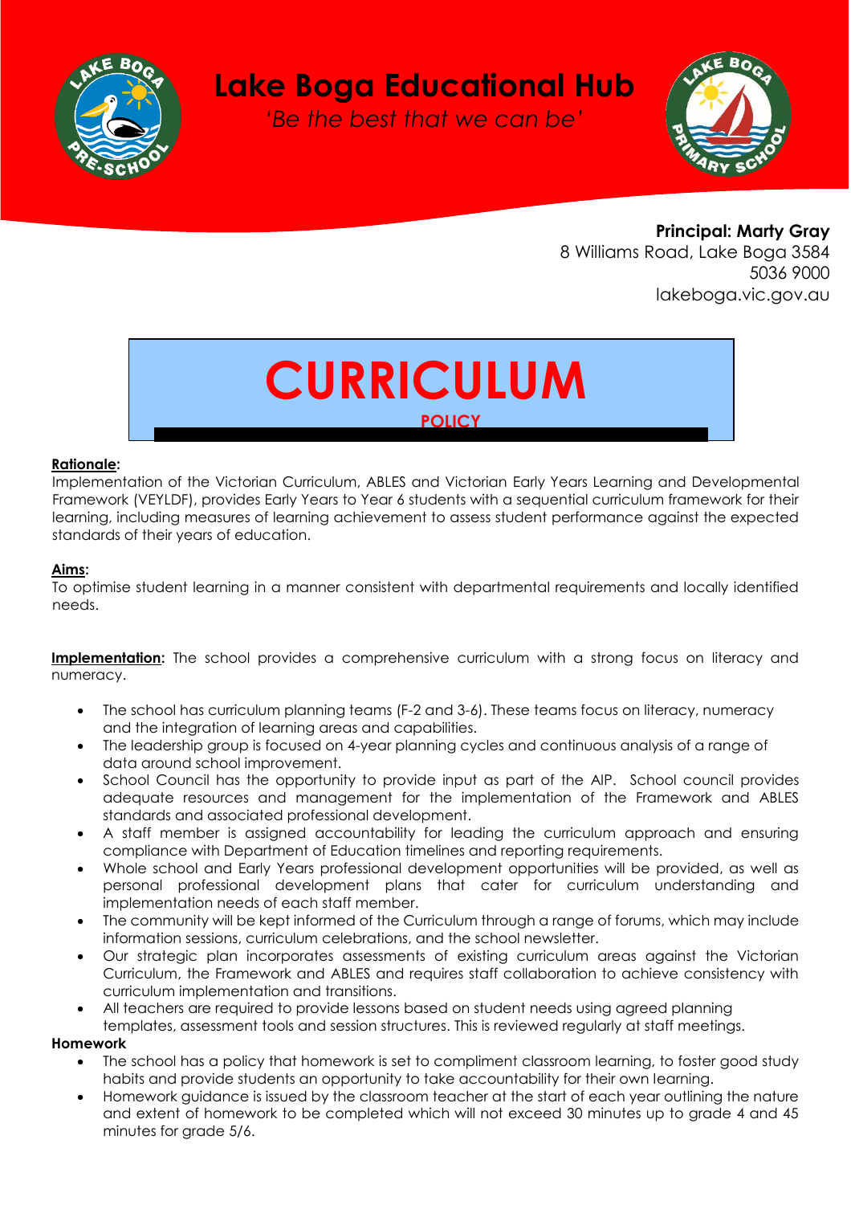# Lake Boga Educational Hub

*'Be the best that we can be'*

**Principal: Marty Gray**
8 Williams Road, Lake Boga 3584
5036 9000
lakeboga.vic.gov.au

# CURRICULUM

## POLICY

**Rationale:**
Implementation of the Victorian Curriculum, ABLES and Victorian Early Years Learning and Developmental Framework (VEYLDF), provides Early Years to Year 6 students with a sequential curriculum framework for their learning, including measures of learning achievement to assess student performance against the expected standards of their years of education.

**Aims:**
To optimise student learning in a manner consistent with departmental requirements and locally identified needs.

**Implementation:** The school provides a comprehensive curriculum with a strong focus on literacy and numeracy.

- The school has curriculum planning teams (F-2 and 3-6). These teams focus on literacy, numeracy and the integration of learning areas and capabilities.
- The leadership group is focused on 4-year planning cycles and continuous analysis of a range of data around school improvement.
- School Council has the opportunity to provide input as part of the AIP. School council provides adequate resources and management for the implementation of the Framework and ABLES standards and associated professional development.
- A staff member is assigned accountability for leading the curriculum approach and ensuring compliance with Department of Education timelines and reporting requirements.
- Whole school and Early Years professional development opportunities will be provided, as well as personal professional development plans that cater for curriculum understanding and implementation needs of each staff member.
- The community will be kept informed of the Curriculum through a range of forums, which may include information sessions, curriculum celebrations, and the school newsletter.
- Our strategic plan incorporates assessments of existing curriculum areas against the Victorian Curriculum, the Framework and ABLES and requires staff collaboration to achieve consistency with curriculum implementation and transitions.
- All teachers are required to provide lessons based on student needs using agreed planning templates, assessment tools and session structures. This is reviewed regularly at staff meetings.

**Homework**

- The school has a policy that homework is set to compliment classroom learning, to foster good study habits and provide students an opportunity to take accountability for their own learning.
- Homework guidance is issued by the classroom teacher at the start of each year outlining the nature and extent of homework to be completed which will not exceed 30 minutes up to grade 4 and 45 minutes for grade 5/6.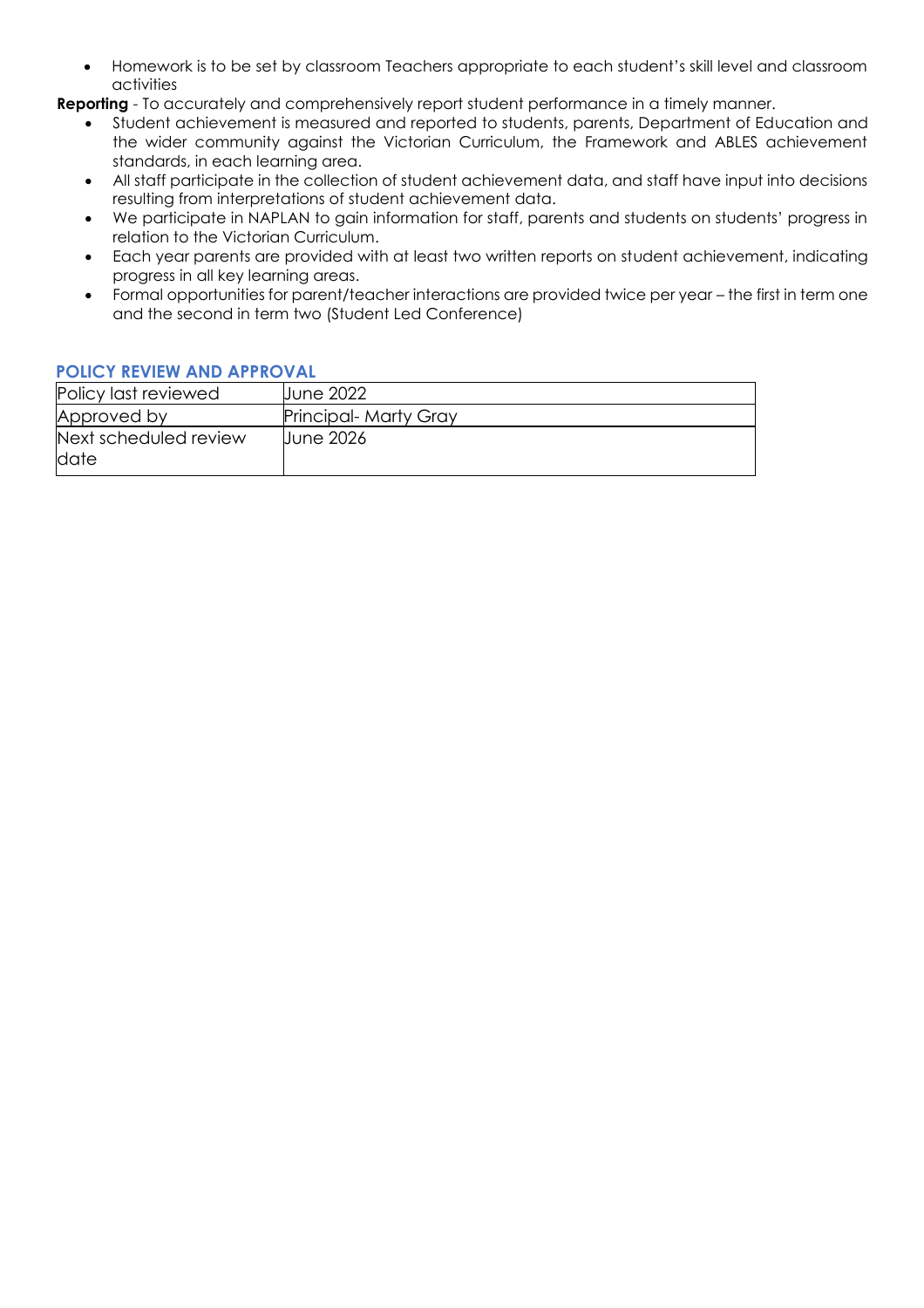- Homework is to be set by classroom Teachers appropriate to each student's skill level and classroom activities

**Reporting** - To accurately and comprehensively report student performance in a timely manner.

- Student achievement is measured and reported to students, parents, Department of Education and the wider community against the Victorian Curriculum, the Framework and ABLES achievement standards, in each learning area.
- All staff participate in the collection of student achievement data, and staff have input into decisions resulting from interpretations of student achievement data.
- We participate in NAPLAN to gain information for staff, parents and students on students' progress in relation to the Victorian Curriculum.
- Each year parents are provided with at least two written reports on student achievement, indicating progress in all key learning areas.
- Formal opportunities for parent/teacher interactions are provided twice per year – the first in term one and the second in term two (Student Led Conference)

## POLICY REVIEW AND APPROVAL

| | |
|---|---|
| Policy last reviewed | June 2022 |
| Approved by | Principal- Marty Gray |
| Next scheduled review date | June 2026 |